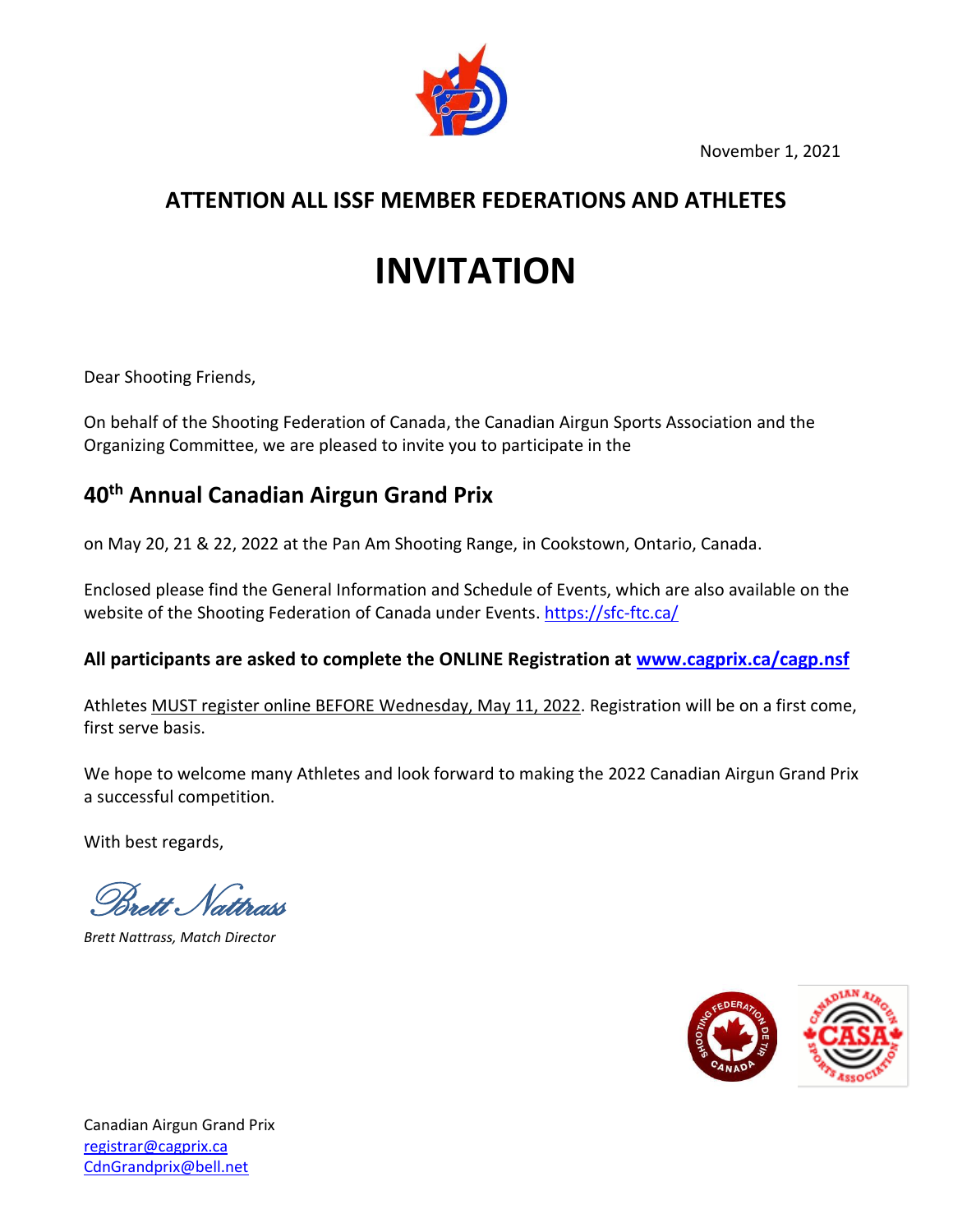November 1, 2021

**ATTENTION ALL ISSF MEMBER FEDERATIONS AND ATHLETES**

# INVITATION

Dear Shooting Friends,

On behalf of the Shooting Federation of Canada, the Canadian Airgun Sports Association and the Organizing Committee, we are pleased to invite you to participate in the

## 40th Annual Canadian Airgun Grand Prix

on May 20, 21 & 22, 2022 at the Pan Am Shooting Range, in Cookstown, Ontario, Canada.

Enclosed please find the General Information and Schedule of Events, which are also available on the website of the Shooting Federation of Canada under Events. https://sfc-ftc.ca/

**All participants are asked to complete the ONLINE Registration at www.cagprix.ca/cagp.nsf**

Athletes MUST register online BEFORE Wednesday, May 11, 2022. Registration will be on a first come, first serve basis.

We hope to welcome many Athletes and look forward to making the 2022 Canadian Airgun Grand Prix a successful competition.

With best regards,

Brett Nattrass

*Brett Nattrass, Match Director*

Canadian Airgun Grand Prix
registrar@cagprix.ca
CdnGrandprix@bell.net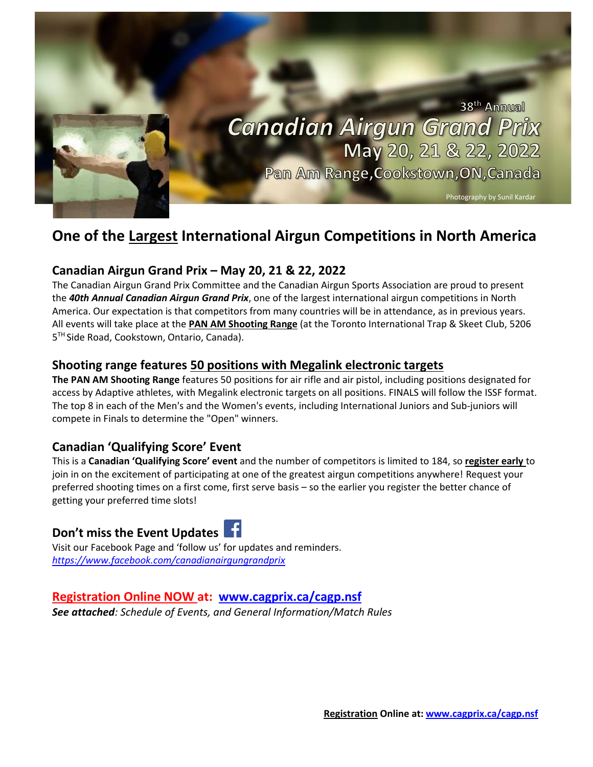38th Annual

# Canadian Airgun Grand Prix

May 20, 21 & 22, 2022

Pan Am Range, Cookstown, ON, Canada

Photography by Sunil Kardar

## One of the Largest International Airgun Competitions in North America

### Canadian Airgun Grand Prix – May 20, 21 & 22, 2022

The Canadian Airgun Grand Prix Committee and the Canadian Airgun Sports Association are proud to present the ***40th Annual Canadian Airgun Grand Prix***, one of the largest international airgun competitions in North America. Our expectation is that competitors from many countries will be in attendance, as in previous years. All events will take place at the **PAN AM Shooting Range** (at the Toronto International Trap & Skeet Club, 5206 5TH Side Road, Cookstown, Ontario, Canada).

### Shooting range features 50 positions with Megalink electronic targets

**The PAN AM Shooting Range** features 50 positions for air rifle and air pistol, including positions designated for access by Adaptive athletes, with Megalink electronic targets on all positions. FINALS will follow the ISSF format. The top 8 in each of the Men's and the Women's events, including International Juniors and Sub-juniors will compete in Finals to determine the "Open" winners.

### Canadian 'Qualifying Score' Event

This is a **Canadian 'Qualifying Score' event** and the number of competitors is limited to 184, so **register early** to join in on the excitement of participating at one of the greatest airgun competitions anywhere! Request your preferred shooting times on a first come, first serve basis – so the earlier you register the better chance of getting your preferred time slots!

### Don't miss the Event Updates

Visit our Facebook Page and 'follow us' for updates and reminders.
*https://www.facebook.com/canadianairgungrandprix*

### Registration Online NOW at: www.cagprix.ca/cagp.nsf

***See attached**: Schedule of Events, and General Information/Match Rules*

**Registration Online at: www.cagprix.ca/cagp.nsf**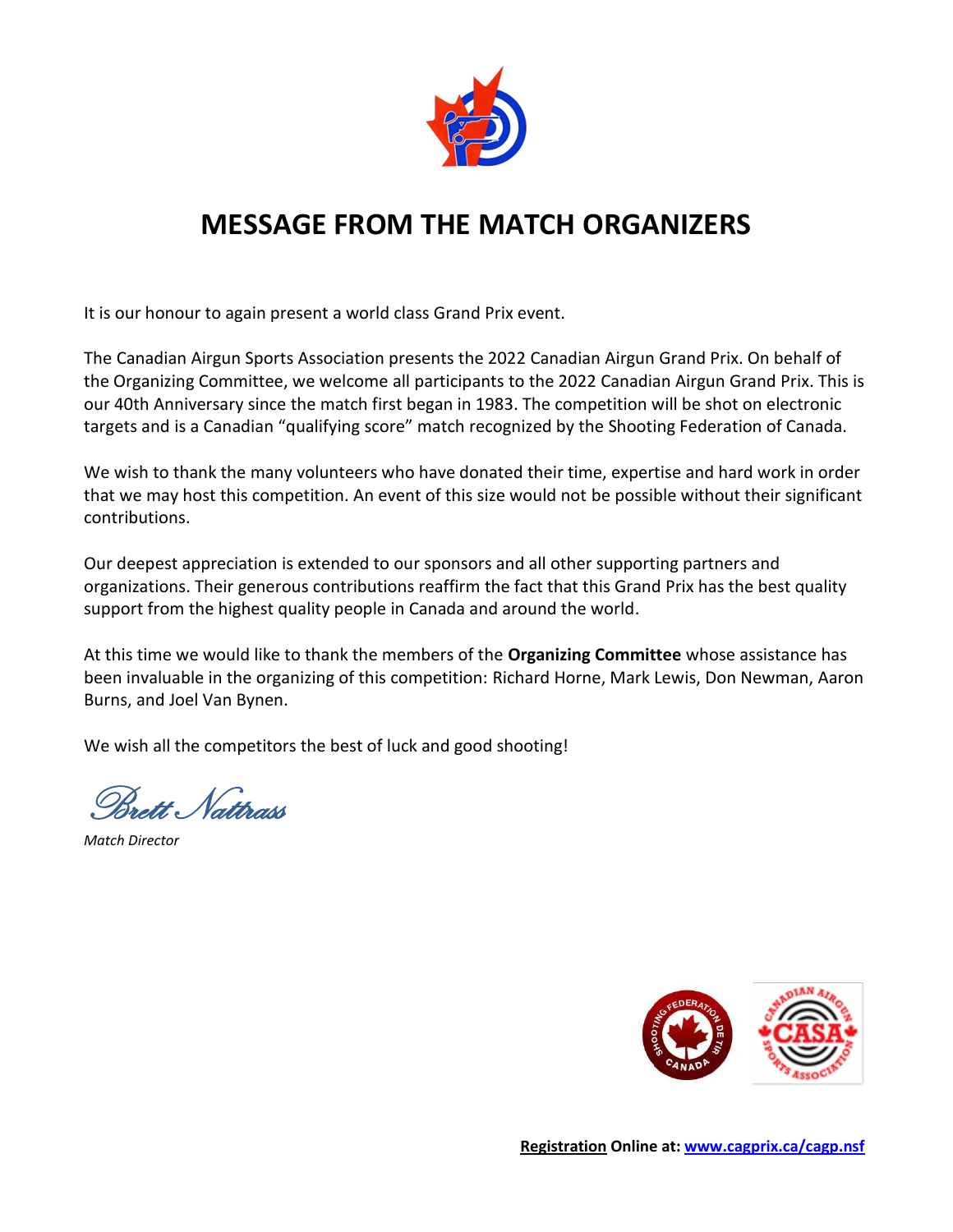# MESSAGE FROM THE MATCH ORGANIZERS

It is our honour to again present a world class Grand Prix event.

The Canadian Airgun Sports Association presents the 2022 Canadian Airgun Grand Prix. On behalf of the Organizing Committee, we welcome all participants to the 2022 Canadian Airgun Grand Prix. This is our 40th Anniversary since the match first began in 1983. The competition will be shot on electronic targets and is a Canadian "qualifying score" match recognized by the Shooting Federation of Canada.

We wish to thank the many volunteers who have donated their time, expertise and hard work in order that we may host this competition. An event of this size would not be possible without their significant contributions.

Our deepest appreciation is extended to our sponsors and all other supporting partners and organizations. Their generous contributions reaffirm the fact that this Grand Prix has the best quality support from the highest quality people in Canada and around the world.

At this time we would like to thank the members of the **Organizing Committee** whose assistance has been invaluable in the organizing of this competition: Richard Horne, Mark Lewis, Don Newman, Aaron Burns, and Joel Van Bynen.

We wish all the competitors the best of luck and good shooting!

Brett Nattrass

*Match Director*

**Registration Online at: www.cagprix.ca/cagp.nsf**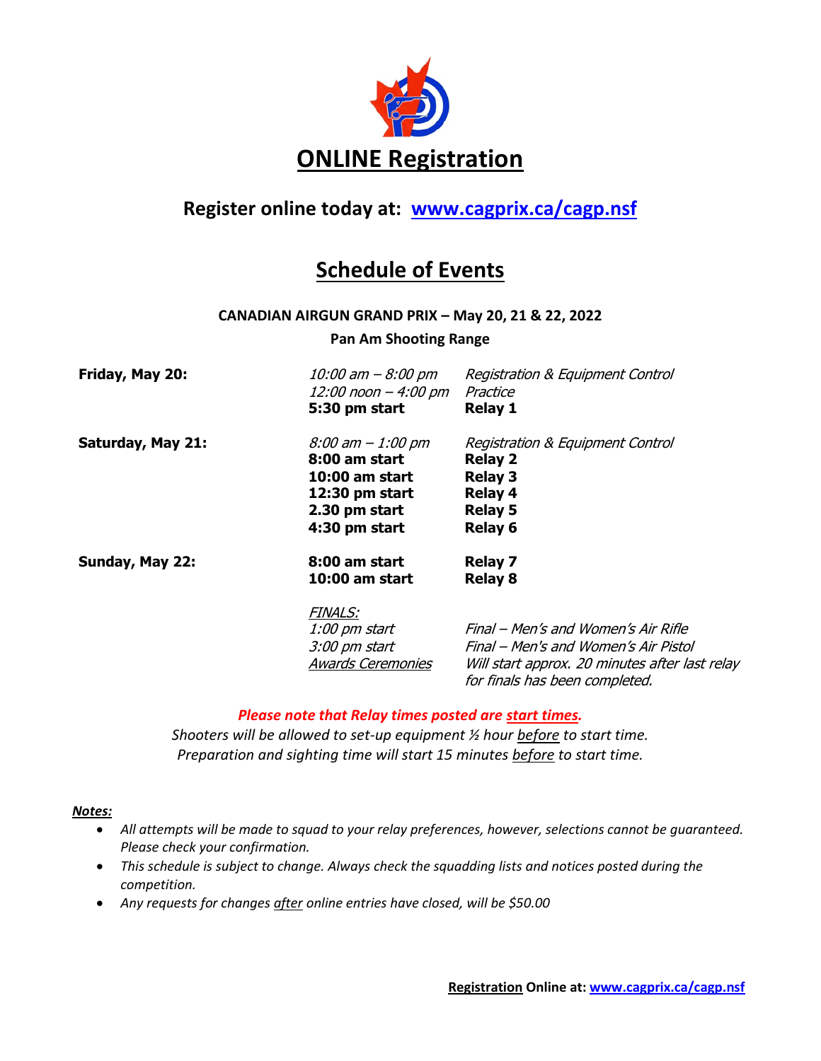# ONLINE Registration

## Register online today at: [www.cagprix.ca/cagp.nsf](www.cagprix.ca/cagp.nsf)

## Schedule of Events

**CANADIAN AIRGUN GRAND PRIX – May 20, 21 & 22, 2022**

**Pan Am Shooting Range**

| | | |
|---|---|---|
| **Friday, May 20:** | *10:00 am – 8:00 pm* | *Registration & Equipment Control* |
| | *12:00 noon – 4:00 pm* | *Practice* |
| | **5:30 pm start** | **Relay 1** |
| **Saturday, May 21:** | *8:00 am – 1:00 pm* | *Registration & Equipment Control* |
| | **8:00 am start** | **Relay 2** |
| | **10:00 am start** | **Relay 3** |
| | **12:30 pm start** | **Relay 4** |
| | **2.30 pm start** | **Relay 5** |
| | **4:30 pm start** | **Relay 6** |
| **Sunday, May 22:** | **8:00 am start** | **Relay 7** |
| | **10:00 am start** | **Relay 8** |
| | *FINALS:* | |
| | *1:00 pm start* | *Final – Men's and Women's Air Rifle* |
| | *3:00 pm start* | *Final – Men's and Women's Air Pistol* |
| | *Awards Ceremonies* | *Will start approx. 20 minutes after last relay for finals has been completed.* |

***Please note that Relay times posted are start times.***

*Shooters will be allowed to set-up equipment ½ hour before to start time.*
*Preparation and sighting time will start 15 minutes before to start time.*

***Notes:***

- *All attempts will be made to squad to your relay preferences, however, selections cannot be guaranteed. Please check your confirmation.*
- *This schedule is subject to change. Always check the squadding lists and notices posted during the competition.*
- *Any requests for changes after online entries have closed, will be $50.00*

**Registration Online at: [www.cagprix.ca/cagp.nsf](www.cagprix.ca/cagp.nsf)**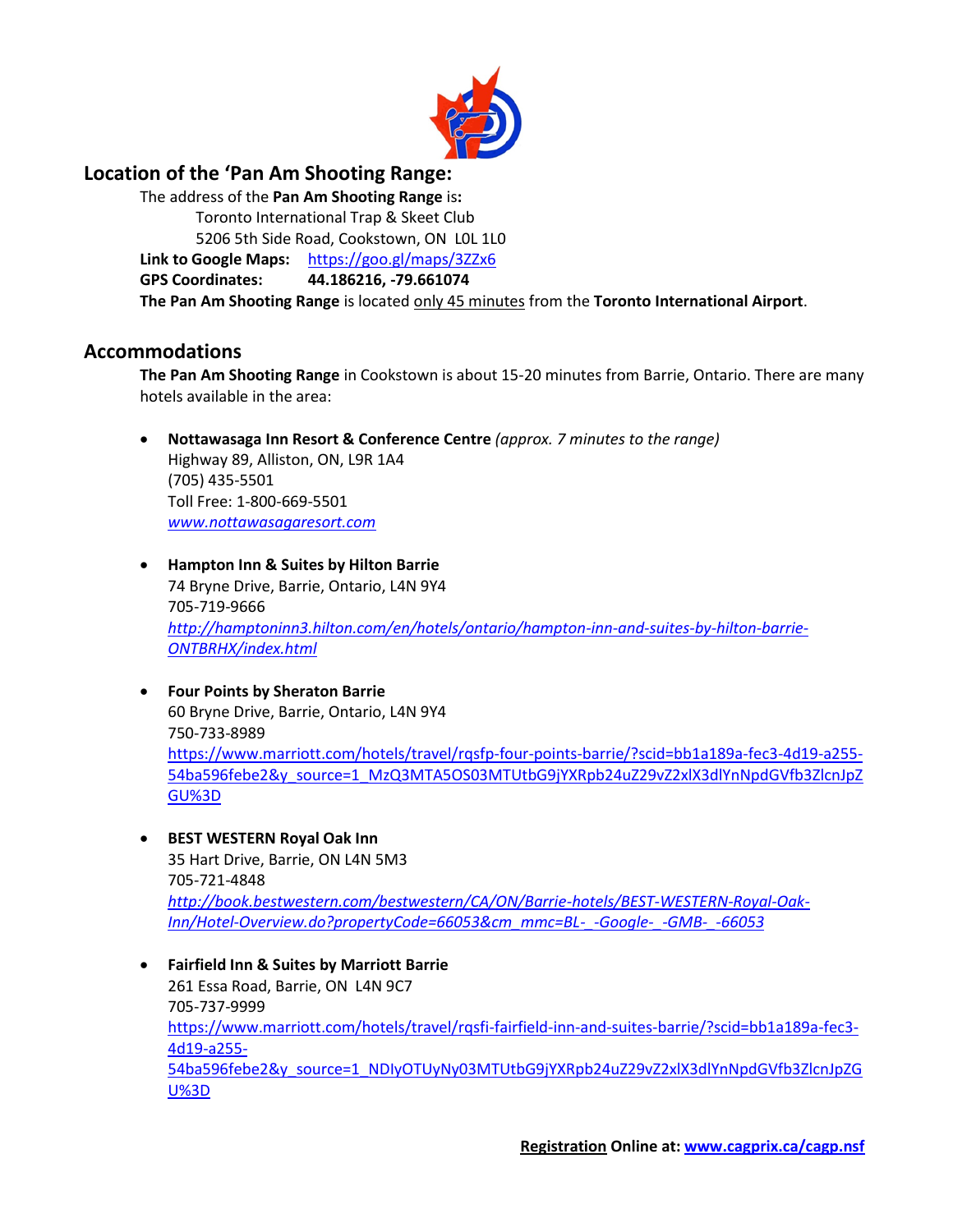## Location of the 'Pan Am Shooting Range:

The address of the **Pan Am Shooting Range** is**:**

Toronto International Trap & Skeet Club
5206 5th Side Road, Cookstown, ON  L0L 1L0

**Link to Google Maps:** https://goo.gl/maps/3ZZx6

**GPS Coordinates:** **44.186216, -79.661074**

**The Pan Am Shooting Range** is located only 45 minutes from the **Toronto International Airport**.

## Accommodations

**The Pan Am Shooting Range** in Cookstown is about 15-20 minutes from Barrie, Ontario. There are many hotels available in the area:

- **Nottawasaga Inn Resort & Conference Centre** *(approx. 7 minutes to the range)*
  Highway 89, Alliston, ON, L9R 1A4
  (705) 435-5501
  Toll Free: 1-800-669-5501
  *www.nottawasagaresort.com*

- **Hampton Inn & Suites by Hilton Barrie**
  74 Bryne Drive, Barrie, Ontario, L4N 9Y4
  705-719-9666
  *http://hamptoninn3.hilton.com/en/hotels/ontario/hampton-inn-and-suites-by-hilton-barrie-ONTBRHX/index.html*

- **Four Points by Sheraton Barrie**
  60 Bryne Drive, Barrie, Ontario, L4N 9Y4
  750-733-8989
  https://www.marriott.com/hotels/travel/rqsfp-four-points-barrie/?scid=bb1a189a-fec3-4d19-a255-54ba596febe2&y_source=1_MzQ3MTA5OS03MTUtbG9jYXRpb24uZ29vZ2xlX3dlYnNpdGVfb3ZlcnJpZGU%3D

- **BEST WESTERN Royal Oak Inn**
  35 Hart Drive, Barrie, ON L4N 5M3
  705-721-4848
  *http://book.bestwestern.com/bestwestern/CA/ON/Barrie-hotels/BEST-WESTERN-Royal-Oak-Inn/Hotel-Overview.do?propertyCode=66053&cm_mmc=BL-_-Google-_-GMB-_-66053*

- **Fairfield Inn & Suites by Marriott Barrie**
  261 Essa Road, Barrie, ON  L4N 9C7
  705-737-9999
  https://www.marriott.com/hotels/travel/rqsfi-fairfield-inn-and-suites-barrie/?scid=bb1a189a-fec3-4d19-a255-54ba596febe2&y_source=1_NDIyOTUyNy03MTUtbG9jYXRpb24uZ29vZ2xlX3dlYnNpdGVfb3ZlcnJpZGU%3D

**Registration Online at: www.cagprix.ca/cagp.nsf**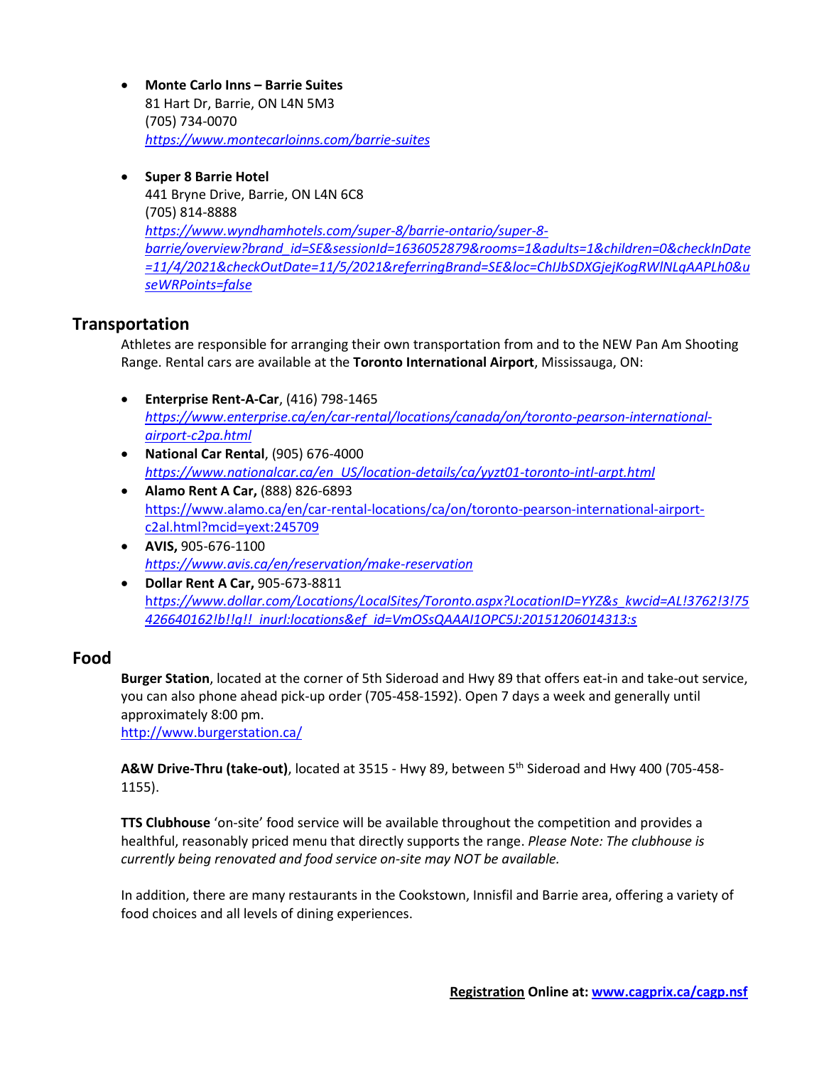- **Monte Carlo Inns – Barrie Suites**
  81 Hart Dr, Barrie, ON L4N 5M3
  (705) 734-0070
  *https://www.montecarloinns.com/barrie-suites*

- **Super 8 Barrie Hotel**
  441 Bryne Drive, Barrie, ON L4N 6C8
  (705) 814-8888
  *https://www.wyndhamhotels.com/super-8/barrie-ontario/super-8-barrie/overview?brand_id=SE&sessionId=1636052879&rooms=1&adults=1&children=0&checkInDate=11/4/2021&checkOutDate=11/5/2021&referringBrand=SE&loc=ChIJbSDXGjejKogRWlNLqAAPLh0&useWRPoints=false*

## Transportation

Athletes are responsible for arranging their own transportation from and to the NEW Pan Am Shooting Range. Rental cars are available at the **Toronto International Airport**, Mississauga, ON:

- **Enterprise Rent-A-Car**, (416) 798-1465
  *https://www.enterprise.ca/en/car-rental/locations/canada/on/toronto-pearson-international-airport-c2pa.html*
- **National Car Rental**, (905) 676-4000
  *https://www.nationalcar.ca/en_US/location-details/ca/yyzt01-toronto-intl-arpt.html*
- **Alamo Rent A Car,** (888) 826-6893
  https://www.alamo.ca/en/car-rental-locations/ca/on/toronto-pearson-international-airport-c2al.html?mcid=yext:245709
- **AVIS,** 905-676-1100
  *https://www.avis.ca/en/reservation/make-reservation*
- **Dollar Rent A Car,** 905-673-8811
  *https://www.dollar.com/Locations/LocalSites/Toronto.aspx?LocationID=YYZ&s_kwcid=AL!3762!3!75426640162!b!!g!!_inurl:locations&ef_id=VmOSsQAAAI1OPC5J:20151206014313:s*

## Food

**Burger Station**, located at the corner of 5th Sideroad and Hwy 89 that offers eat-in and take-out service, you can also phone ahead pick-up order (705-458-1592). Open 7 days a week and generally until approximately 8:00 pm.
http://www.burgerstation.ca/

**A&W Drive-Thru (take-out)**, located at 3515 - Hwy 89, between 5th Sideroad and Hwy 400 (705-458-1155).

**TTS Clubhouse** 'on-site' food service will be available throughout the competition and provides a healthful, reasonably priced menu that directly supports the range. *Please Note: The clubhouse is currently being renovated and food service on-site may NOT be available.*

In addition, there are many restaurants in the Cookstown, Innisfil and Barrie area, offering a variety of food choices and all levels of dining experiences.

**Registration Online at: www.cagprix.ca/cagp.nsf**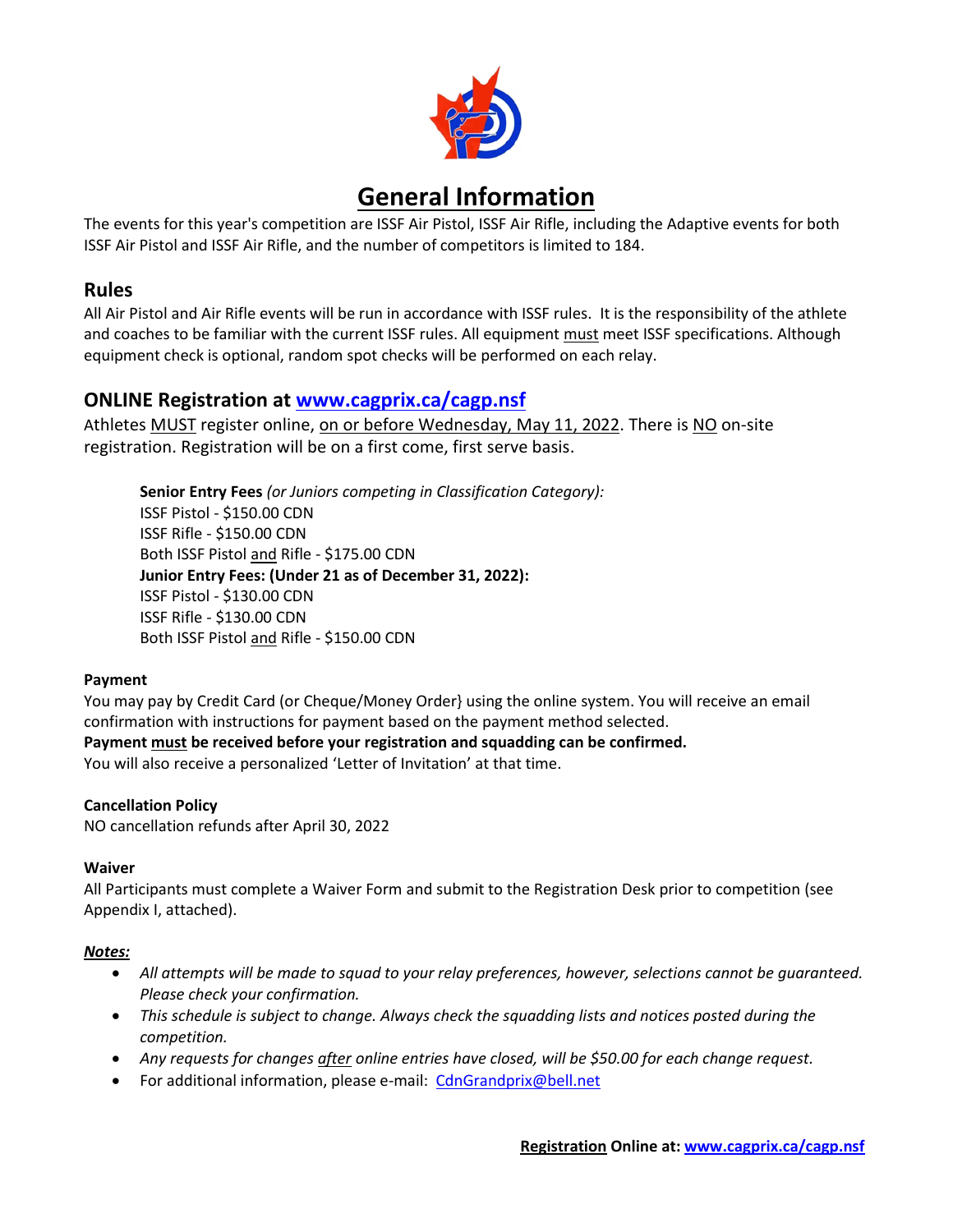# General Information

The events for this year's competition are ISSF Air Pistol, ISSF Air Rifle, including the Adaptive events for both ISSF Air Pistol and ISSF Air Rifle, and the number of competitors is limited to 184.

## Rules

All Air Pistol and Air Rifle events will be run in accordance with ISSF rules. It is the responsibility of the athlete and coaches to be familiar with the current ISSF rules. All equipment must meet ISSF specifications. Although equipment check is optional, random spot checks will be performed on each relay.

## ONLINE Registration at [www.cagprix.ca/cagp.nsf](www.cagprix.ca/cagp.nsf)

Athletes MUST register online, on or before Wednesday, May 11, 2022. There is NO on-site registration. Registration will be on a first come, first serve basis.

**Senior Entry Fees** *(or Juniors competing in Classification Category):*
ISSF Pistol - $150.00 CDN
ISSF Rifle - $150.00 CDN
Both ISSF Pistol and Rifle - $175.00 CDN
**Junior Entry Fees: (Under 21 as of December 31, 2022):**
ISSF Pistol - $130.00 CDN
ISSF Rifle - $130.00 CDN
Both ISSF Pistol and Rifle - $150.00 CDN

**Payment**
You may pay by Credit Card (or Cheque/Money Order} using the online system. You will receive an email confirmation with instructions for payment based on the payment method selected.
**Payment must be received before your registration and squadding can be confirmed.**
You will also receive a personalized 'Letter of Invitation' at that time.

**Cancellation Policy**
NO cancellation refunds after April 30, 2022

**Waiver**
All Participants must complete a Waiver Form and submit to the Registration Desk prior to competition (see Appendix I, attached).

***Notes:***

- *All attempts will be made to squad to your relay preferences, however, selections cannot be guaranteed. Please check your confirmation.*
- *This schedule is subject to change. Always check the squadding lists and notices posted during the competition.*
- *Any requests for changes after online entries have closed, will be $50.00 for each change request.*
- For additional information, please e-mail: CdnGrandprix@bell.net

**Registration Online at: [www.cagprix.ca/cagp.nsf](www.cagprix.ca/cagp.nsf)**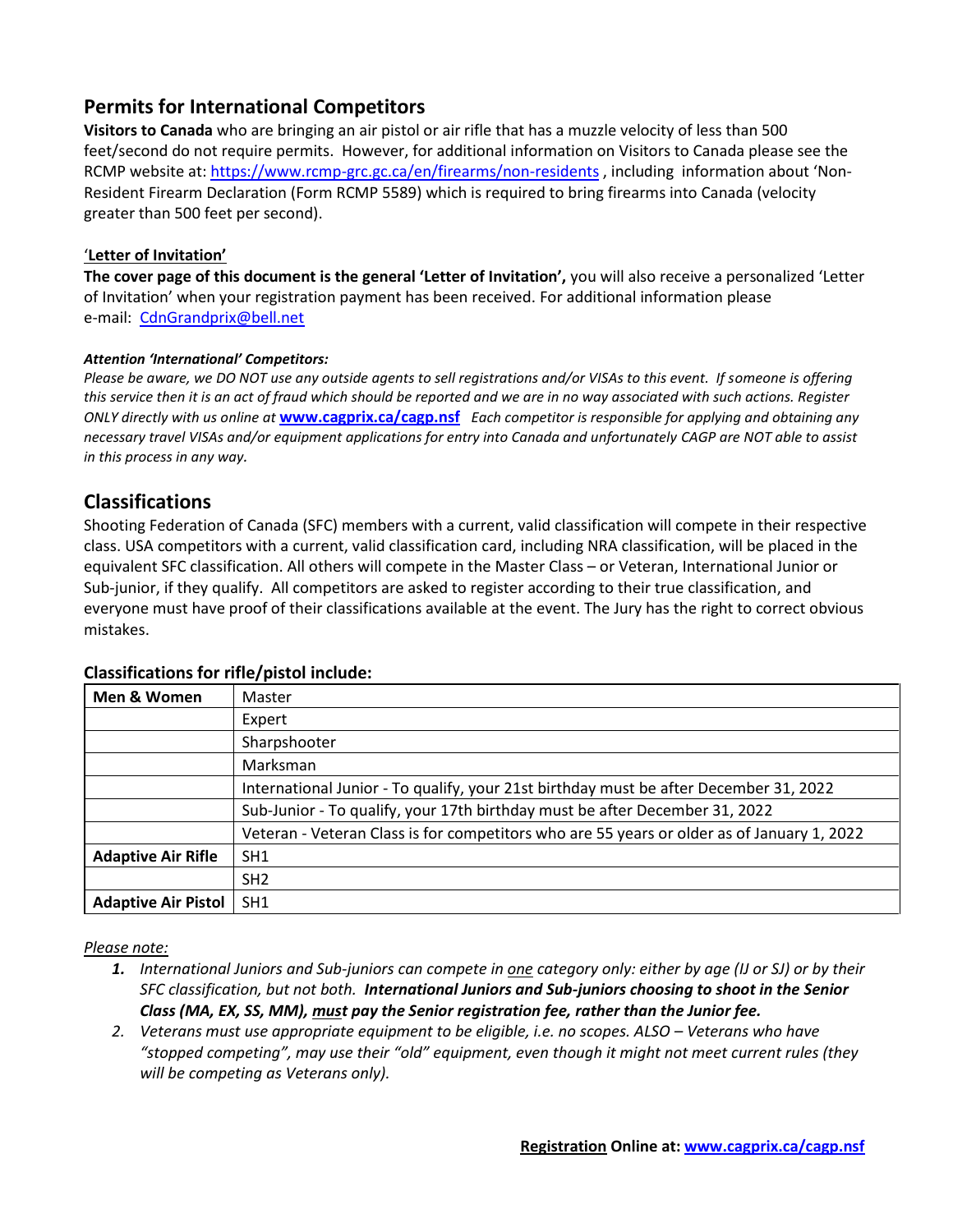## Permits for International Competitors

**Visitors to Canada** who are bringing an air pistol or air rifle that has a muzzle velocity of less than 500 feet/second do not require permits. However, for additional information on Visitors to Canada please see the RCMP website at: https://www.rcmp-grc.gc.ca/en/firearms/non-residents , including information about 'Non-Resident Firearm Declaration (Form RCMP 5589) which is required to bring firearms into Canada (velocity greater than 500 feet per second).

'**Letter of Invitation'**

**The cover page of this document is the general 'Letter of Invitation',** you will also receive a personalized 'Letter of Invitation' when your registration payment has been received. For additional information please e-mail: CdnGrandprix@bell.net

***Attention 'International' Competitors:***

*Please be aware, we DO NOT use any outside agents to sell registrations and/or VISAs to this event. If someone is offering this service then it is an act of fraud which should be reported and we are in no way associated with such actions. Register ONLY directly with us online at* **www.cagprix.ca/cagp.nsf** *Each competitor is responsible for applying and obtaining any necessary travel VISAs and/or equipment applications for entry into Canada and unfortunately CAGP are NOT able to assist in this process in any way.*

## Classifications

Shooting Federation of Canada (SFC) members with a current, valid classification will compete in their respective class. USA competitors with a current, valid classification card, including NRA classification, will be placed in the equivalent SFC classification. All others will compete in the Master Class – or Veteran, International Junior or Sub-junior, if they qualify. All competitors are asked to register according to their true classification, and everyone must have proof of their classifications available at the event. The Jury has the right to correct obvious mistakes.

### Classifications for rifle/pistol include:

| **Men & Women** | Master |
|---|---|
| | Expert |
| | Sharpshooter |
| | Marksman |
| | International Junior - To qualify, your 21st birthday must be after December 31, 2022 |
| | Sub-Junior - To qualify, your 17th birthday must be after December 31, 2022 |
| | Veteran - Veteran Class is for competitors who are 55 years or older as of January 1, 2022 |
| **Adaptive Air Rifle** | SH1 |
| | SH2 |
| **Adaptive Air Pistol** | SH1 |

*Please note:*

1. *International Juniors and Sub-juniors can compete in one category only: either by age (IJ or SJ) or by their SFC classification, but not both.* ***International Juniors and Sub-juniors choosing to shoot in the Senior Class (MA, EX, SS, MM), must pay the Senior registration fee, rather than the Junior fee.***
2. *Veterans must use appropriate equipment to be eligible, i.e. no scopes. ALSO – Veterans who have "stopped competing", may use their "old" equipment, even though it might not meet current rules (they will be competing as Veterans only).*

**Registration Online at: www.cagprix.ca/cagp.nsf**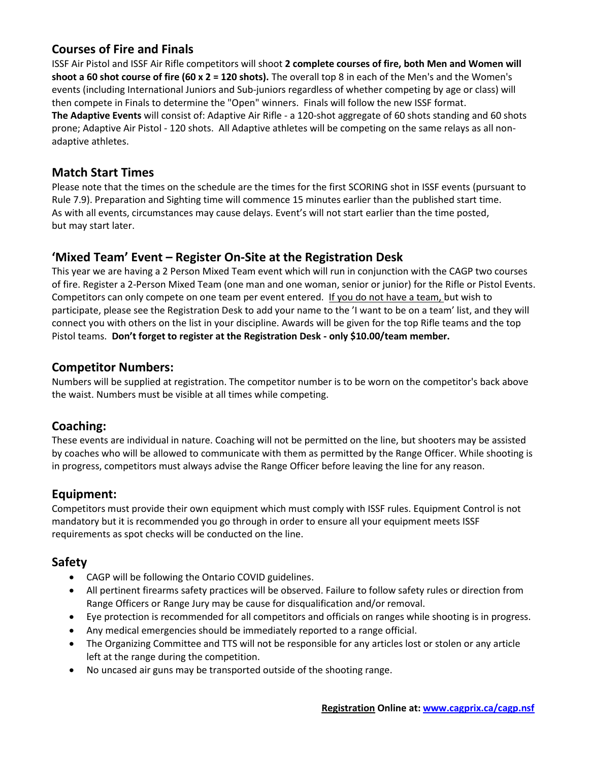## Courses of Fire and Finals

ISSF Air Pistol and ISSF Air Rifle competitors will shoot **2 complete courses of fire, both Men and Women will shoot a 60 shot course of fire (60 x 2 = 120 shots).** The overall top 8 in each of the Men's and the Women's events (including International Juniors and Sub-juniors regardless of whether competing by age or class) will then compete in Finals to determine the "Open" winners. Finals will follow the new ISSF format.

**The Adaptive Events** will consist of: Adaptive Air Rifle - a 120-shot aggregate of 60 shots standing and 60 shots prone; Adaptive Air Pistol - 120 shots. All Adaptive athletes will be competing on the same relays as all non-adaptive athletes.

## Match Start Times

Please note that the times on the schedule are the times for the first SCORING shot in ISSF events (pursuant to Rule 7.9). Preparation and Sighting time will commence 15 minutes earlier than the published start time. As with all events, circumstances may cause delays. Event's will not start earlier than the time posted, but may start later.

## 'Mixed Team' Event – Register On-Site at the Registration Desk

This year we are having a 2 Person Mixed Team event which will run in conjunction with the CAGP two courses of fire. Register a 2-Person Mixed Team (one man and one woman, senior or junior) for the Rifle or Pistol Events. Competitors can only compete on one team per event entered. If you do not have a team, but wish to participate, please see the Registration Desk to add your name to the 'I want to be on a team' list, and they will connect you with others on the list in your discipline. Awards will be given for the top Rifle teams and the top Pistol teams. **Don't forget to register at the Registration Desk - only $10.00/team member.**

## Competitor Numbers:

Numbers will be supplied at registration. The competitor number is to be worn on the competitor's back above the waist. Numbers must be visible at all times while competing.

## Coaching:

These events are individual in nature. Coaching will not be permitted on the line, but shooters may be assisted by coaches who will be allowed to communicate with them as permitted by the Range Officer. While shooting is in progress, competitors must always advise the Range Officer before leaving the line for any reason.

## Equipment:

Competitors must provide their own equipment which must comply with ISSF rules. Equipment Control is not mandatory but it is recommended you go through in order to ensure all your equipment meets ISSF requirements as spot checks will be conducted on the line.

## Safety

- CAGP will be following the Ontario COVID guidelines.
- All pertinent firearms safety practices will be observed. Failure to follow safety rules or direction from Range Officers or Range Jury may be cause for disqualification and/or removal.
- Eye protection is recommended for all competitors and officials on ranges while shooting is in progress.
- Any medical emergencies should be immediately reported to a range official.
- The Organizing Committee and TTS will not be responsible for any articles lost or stolen or any article left at the range during the competition.
- No uncased air guns may be transported outside of the shooting range.

**Registration Online at: www.cagprix.ca/cagp.nsf**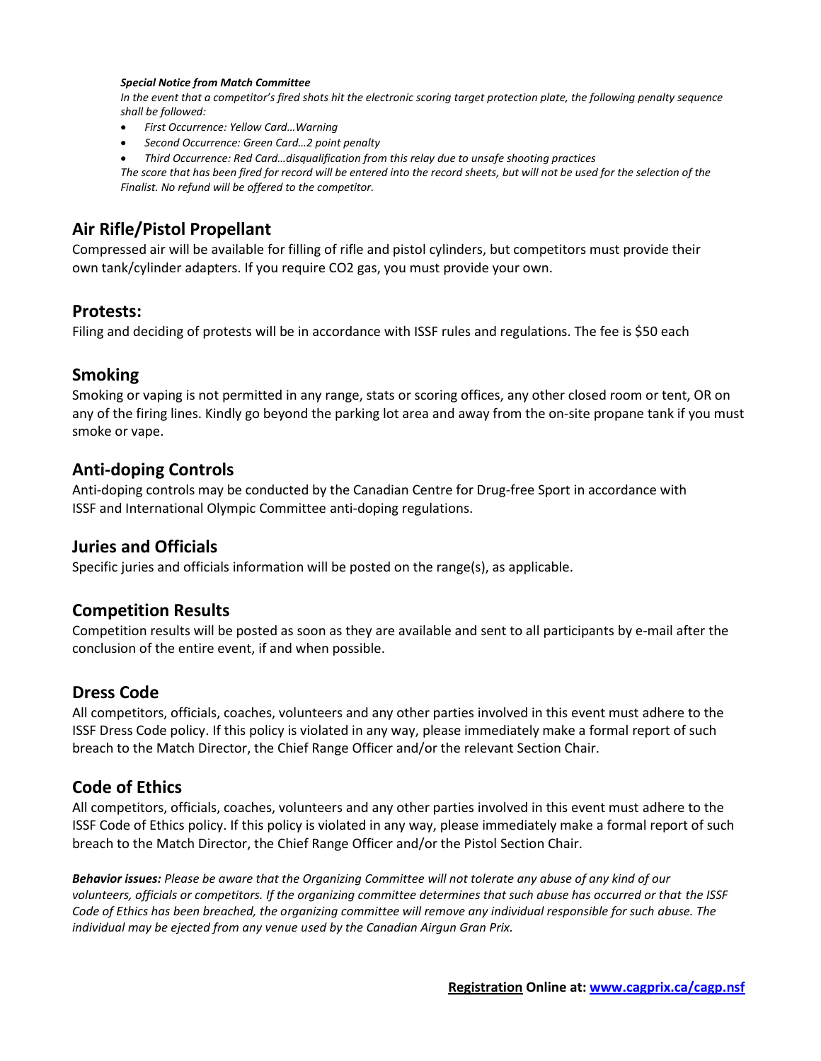***Special Notice from Match Committee***

*In the event that a competitor's fired shots hit the electronic scoring target protection plate, the following penalty sequence shall be followed:*

- *First Occurrence: Yellow Card…Warning*
- *Second Occurrence: Green Card…2 point penalty*
- *Third Occurrence: Red Card…disqualification from this relay due to unsafe shooting practices*

*The score that has been fired for record will be entered into the record sheets, but will not be used for the selection of the Finalist. No refund will be offered to the competitor.*

## Air Rifle/Pistol Propellant

Compressed air will be available for filling of rifle and pistol cylinders, but competitors must provide their own tank/cylinder adapters. If you require CO2 gas, you must provide your own.

## Protests:

Filing and deciding of protests will be in accordance with ISSF rules and regulations. The fee is $50 each

## Smoking

Smoking or vaping is not permitted in any range, stats or scoring offices, any other closed room or tent, OR on any of the firing lines. Kindly go beyond the parking lot area and away from the on-site propane tank if you must smoke or vape.

## Anti-doping Controls

Anti-doping controls may be conducted by the Canadian Centre for Drug-free Sport in accordance with ISSF and International Olympic Committee anti-doping regulations.

## Juries and Officials

Specific juries and officials information will be posted on the range(s), as applicable.

## Competition Results

Competition results will be posted as soon as they are available and sent to all participants by e-mail after the conclusion of the entire event, if and when possible.

## Dress Code

All competitors, officials, coaches, volunteers and any other parties involved in this event must adhere to the ISSF Dress Code policy. If this policy is violated in any way, please immediately make a formal report of such breach to the Match Director, the Chief Range Officer and/or the relevant Section Chair.

## Code of Ethics

All competitors, officials, coaches, volunteers and any other parties involved in this event must adhere to the ISSF Code of Ethics policy. If this policy is violated in any way, please immediately make a formal report of such breach to the Match Director, the Chief Range Officer and/or the Pistol Section Chair.

***Behavior issues:*** *Please be aware that the Organizing Committee will not tolerate any abuse of any kind of our volunteers, officials or competitors. If the organizing committee determines that such abuse has occurred or that the ISSF Code of Ethics has been breached, the organizing committee will remove any individual responsible for such abuse. The individual may be ejected from any venue used by the Canadian Airgun Gran Prix.*

**Registration Online at: [www.cagprix.ca/cagp.nsf](www.cagprix.ca/cagp.nsf)**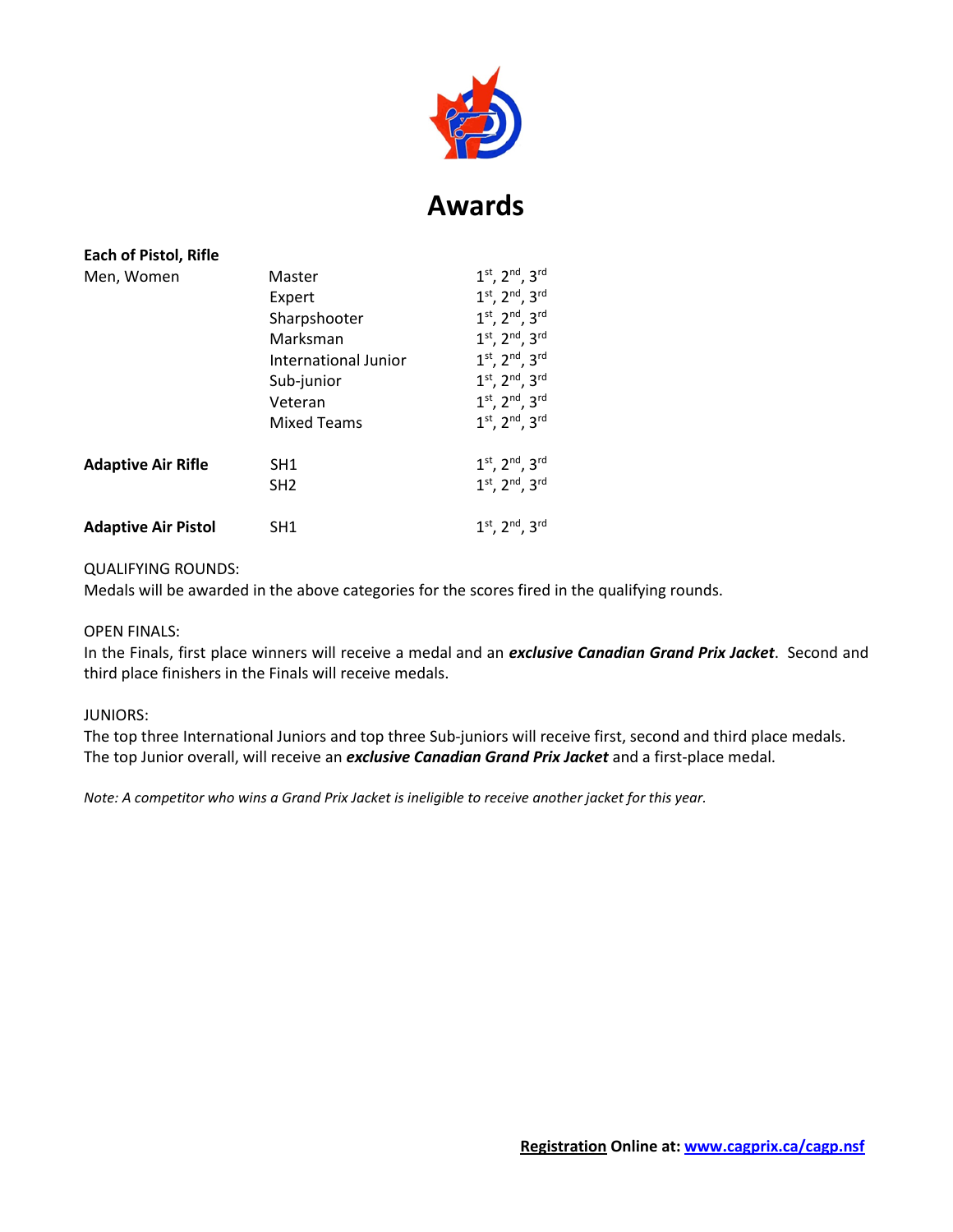# Awards

| **Each of Pistol, Rifle** | | |
|---|---|---|
| Men, Women | Master | 1st, 2nd, 3rd |
| | Expert | 1st, 2nd, 3rd |
| | Sharpshooter | 1st, 2nd, 3rd |
| | Marksman | 1st, 2nd, 3rd |
| | International Junior | 1st, 2nd, 3rd |
| | Sub-junior | 1st, 2nd, 3rd |
| | Veteran | 1st, 2nd, 3rd |
| | Mixed Teams | 1st, 2nd, 3rd |
| **Adaptive Air Rifle** | SH1 | 1st, 2nd, 3rd |
| | SH2 | 1st, 2nd, 3rd |
| **Adaptive Air Pistol** | SH1 | 1st, 2nd, 3rd |

QUALIFYING ROUNDS:
Medals will be awarded in the above categories for the scores fired in the qualifying rounds.

OPEN FINALS:
In the Finals, first place winners will receive a medal and an ***exclusive Canadian Grand Prix Jacket***. Second and third place finishers in the Finals will receive medals.

JUNIORS:
The top three International Juniors and top three Sub-juniors will receive first, second and third place medals. The top Junior overall, will receive an ***exclusive Canadian Grand Prix Jacket*** and a first-place medal.

*Note: A competitor who wins a Grand Prix Jacket is ineligible to receive another jacket for this year.*

**Registration Online at: www.cagprix.ca/cagp.nsf**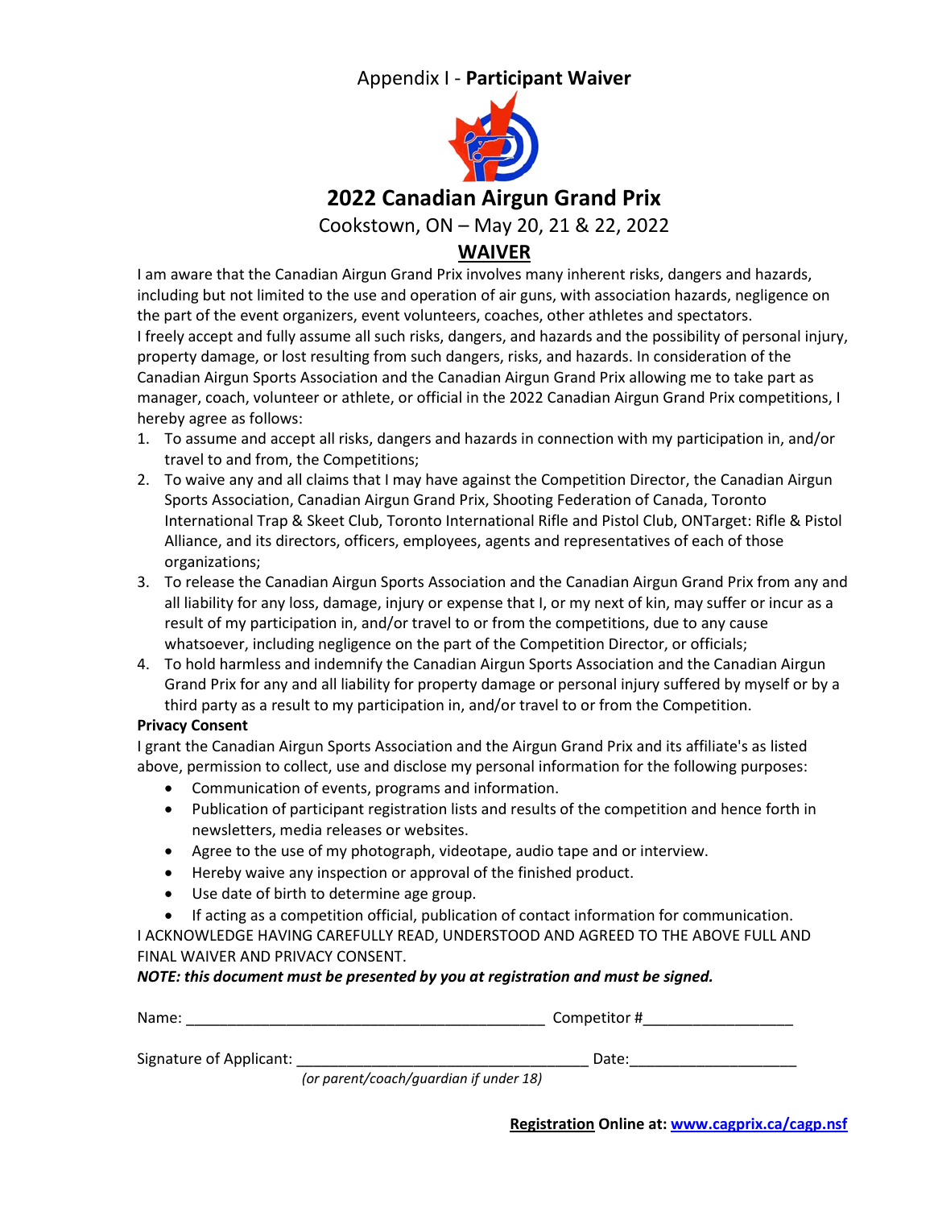Appendix I - **Participant Waiver**

# 2022 Canadian Airgun Grand Prix

Cookstown, ON – May 20, 21 & 22, 2022

## WAIVER

I am aware that the Canadian Airgun Grand Prix involves many inherent risks, dangers and hazards, including but not limited to the use and operation of air guns, with association hazards, negligence on the part of the event organizers, event volunteers, coaches, other athletes and spectators.
I freely accept and fully assume all such risks, dangers, and hazards and the possibility of personal injury, property damage, or lost resulting from such dangers, risks, and hazards. In consideration of the Canadian Airgun Sports Association and the Canadian Airgun Grand Prix allowing me to take part as manager, coach, volunteer or athlete, or official in the 2022 Canadian Airgun Grand Prix competitions, I hereby agree as follows:

1. To assume and accept all risks, dangers and hazards in connection with my participation in, and/or travel to and from, the Competitions;
2. To waive any and all claims that I may have against the Competition Director, the Canadian Airgun Sports Association, Canadian Airgun Grand Prix, Shooting Federation of Canada, Toronto International Trap & Skeet Club, Toronto International Rifle and Pistol Club, ONTarget: Rifle & Pistol Alliance, and its directors, officers, employees, agents and representatives of each of those organizations;
3. To release the Canadian Airgun Sports Association and the Canadian Airgun Grand Prix from any and all liability for any loss, damage, injury or expense that I, or my next of kin, may suffer or incur as a result of my participation in, and/or travel to or from the competitions, due to any cause whatsoever, including negligence on the part of the Competition Director, or officials;
4. To hold harmless and indemnify the Canadian Airgun Sports Association and the Canadian Airgun Grand Prix for any and all liability for property damage or personal injury suffered by myself or by a third party as a result to my participation in, and/or travel to or from the Competition.

**Privacy Consent**

I grant the Canadian Airgun Sports Association and the Airgun Grand Prix and its affiliate's as listed above, permission to collect, use and disclose my personal information for the following purposes:

- Communication of events, programs and information.
- Publication of participant registration lists and results of the competition and hence forth in newsletters, media releases or websites.
- Agree to the use of my photograph, videotape, audio tape and or interview.
- Hereby waive any inspection or approval of the finished product.
- Use date of birth to determine age group.
- If acting as a competition official, publication of contact information for communication.

I ACKNOWLEDGE HAVING CAREFULLY READ, UNDERSTOOD AND AGREED TO THE ABOVE FULL AND FINAL WAIVER AND PRIVACY CONSENT.

***NOTE: this document must be presented by you at registration and must be signed.***

Name: ___________________________________________ Competitor #__________________

Signature of Applicant: ___________________________________ Date:___________________
*(or parent/coach/guardian if under 18)*

**Registration Online at: www.cagprix.ca/cagp.nsf**